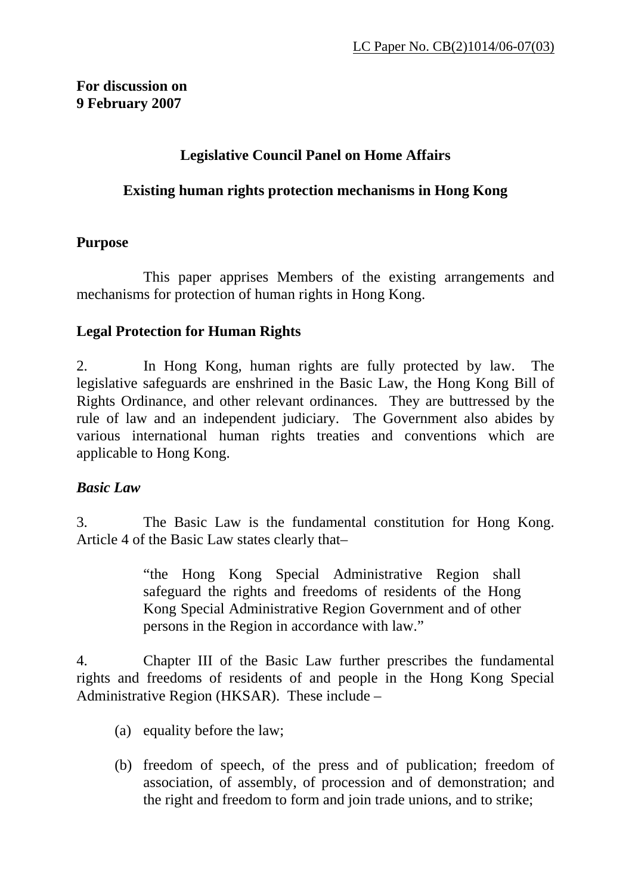LC Paper No. CB(2)1014/06-07(03)

**For discussion on**
**9 February 2007**

## Legislative Council Panel on Home Affairs

## Existing human rights protection mechanisms in Hong Kong

### Purpose

This paper apprises Members of the existing arrangements and mechanisms for protection of human rights in Hong Kong.

### Legal Protection for Human Rights

2. In Hong Kong, human rights are fully protected by law. The legislative safeguards are enshrined in the Basic Law, the Hong Kong Bill of Rights Ordinance, and other relevant ordinances. They are buttressed by the rule of law and an independent judiciary. The Government also abides by various international human rights treaties and conventions which are applicable to Hong Kong.

*Basic Law*

3. The Basic Law is the fundamental constitution for Hong Kong. Article 4 of the Basic Law states clearly that–

> "the Hong Kong Special Administrative Region shall safeguard the rights and freedoms of residents of the Hong Kong Special Administrative Region Government and of other persons in the Region in accordance with law."

4. Chapter III of the Basic Law further prescribes the fundamental rights and freedoms of residents of and people in the Hong Kong Special Administrative Region (HKSAR). These include –

(a) equality before the law;

(b) freedom of speech, of the press and of publication; freedom of association, of assembly, of procession and of demonstration; and the right and freedom to form and join trade unions, and to strike;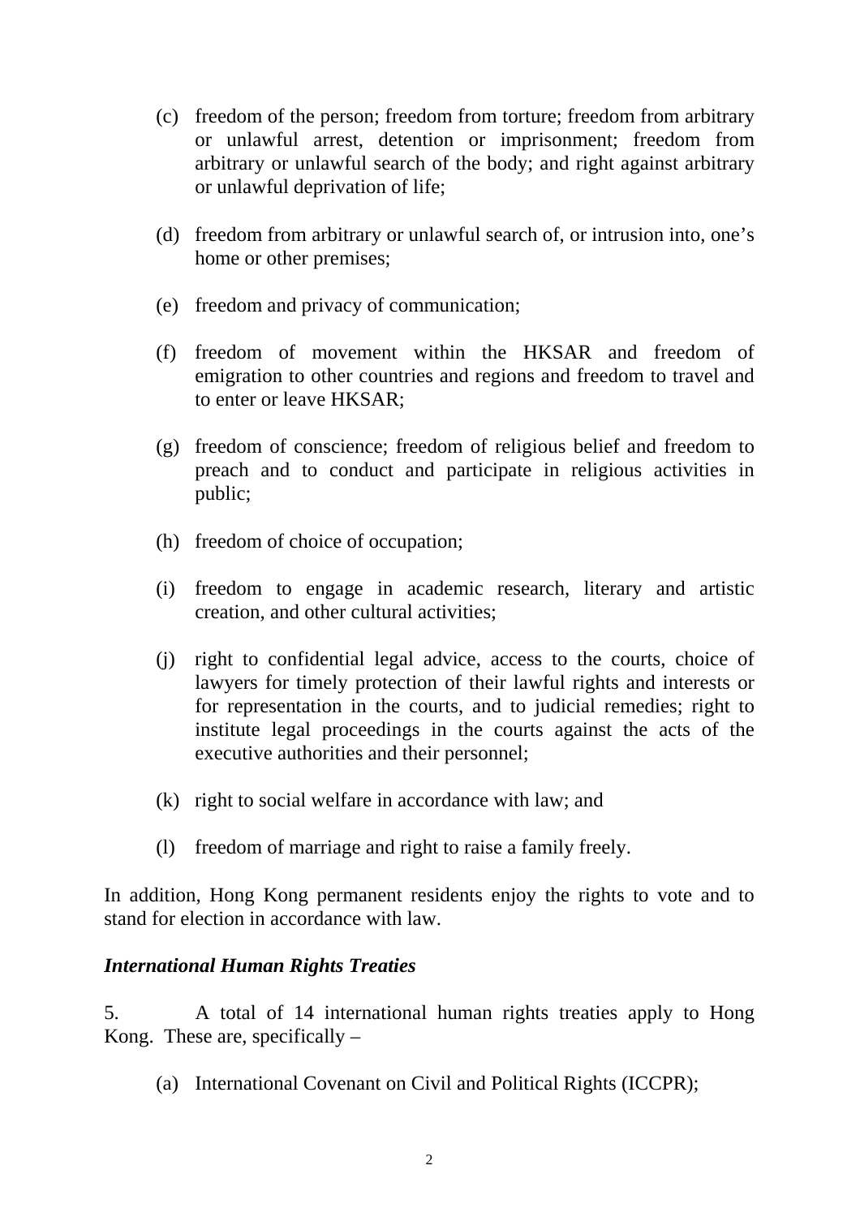(c) freedom of the person; freedom from torture; freedom from arbitrary or unlawful arrest, detention or imprisonment; freedom from arbitrary or unlawful search of the body; and right against arbitrary or unlawful deprivation of life;

(d) freedom from arbitrary or unlawful search of, or intrusion into, one's home or other premises;

(e) freedom and privacy of communication;

(f) freedom of movement within the HKSAR and freedom of emigration to other countries and regions and freedom to travel and to enter or leave HKSAR;

(g) freedom of conscience; freedom of religious belief and freedom to preach and to conduct and participate in religious activities in public;

(h) freedom of choice of occupation;

(i) freedom to engage in academic research, literary and artistic creation, and other cultural activities;

(j) right to confidential legal advice, access to the courts, choice of lawyers for timely protection of their lawful rights and interests or for representation in the courts, and to judicial remedies; right to institute legal proceedings in the courts against the acts of the executive authorities and their personnel;

(k) right to social welfare in accordance with law; and

(l) freedom of marriage and right to raise a family freely.

In addition, Hong Kong permanent residents enjoy the rights to vote and to stand for election in accordance with law.

***International Human Rights Treaties***

5. A total of 14 international human rights treaties apply to Hong Kong. These are, specifically –

(a) International Covenant on Civil and Political Rights (ICCPR);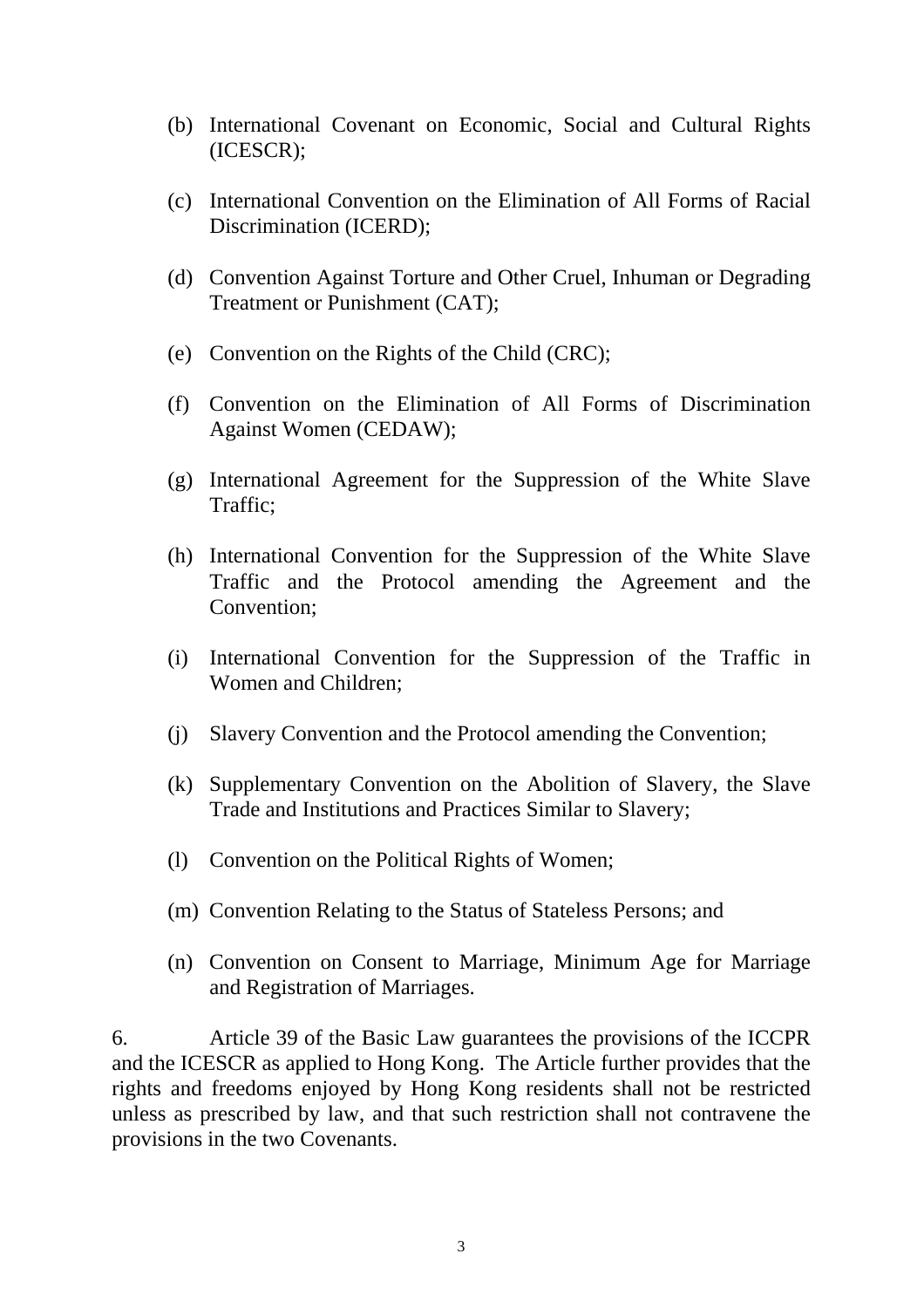(b) International Covenant on Economic, Social and Cultural Rights (ICESCR);

(c) International Convention on the Elimination of All Forms of Racial Discrimination (ICERD);

(d) Convention Against Torture and Other Cruel, Inhuman or Degrading Treatment or Punishment (CAT);

(e) Convention on the Rights of the Child (CRC);

(f) Convention on the Elimination of All Forms of Discrimination Against Women (CEDAW);

(g) International Agreement for the Suppression of the White Slave Traffic;

(h) International Convention for the Suppression of the White Slave Traffic and the Protocol amending the Agreement and the Convention;

(i) International Convention for the Suppression of the Traffic in Women and Children;

(j) Slavery Convention and the Protocol amending the Convention;

(k) Supplementary Convention on the Abolition of Slavery, the Slave Trade and Institutions and Practices Similar to Slavery;

(l) Convention on the Political Rights of Women;

(m) Convention Relating to the Status of Stateless Persons; and

(n) Convention on Consent to Marriage, Minimum Age for Marriage and Registration of Marriages.

6. Article 39 of the Basic Law guarantees the provisions of the ICCPR and the ICESCR as applied to Hong Kong. The Article further provides that the rights and freedoms enjoyed by Hong Kong residents shall not be restricted unless as prescribed by law, and that such restriction shall not contravene the provisions in the two Covenants.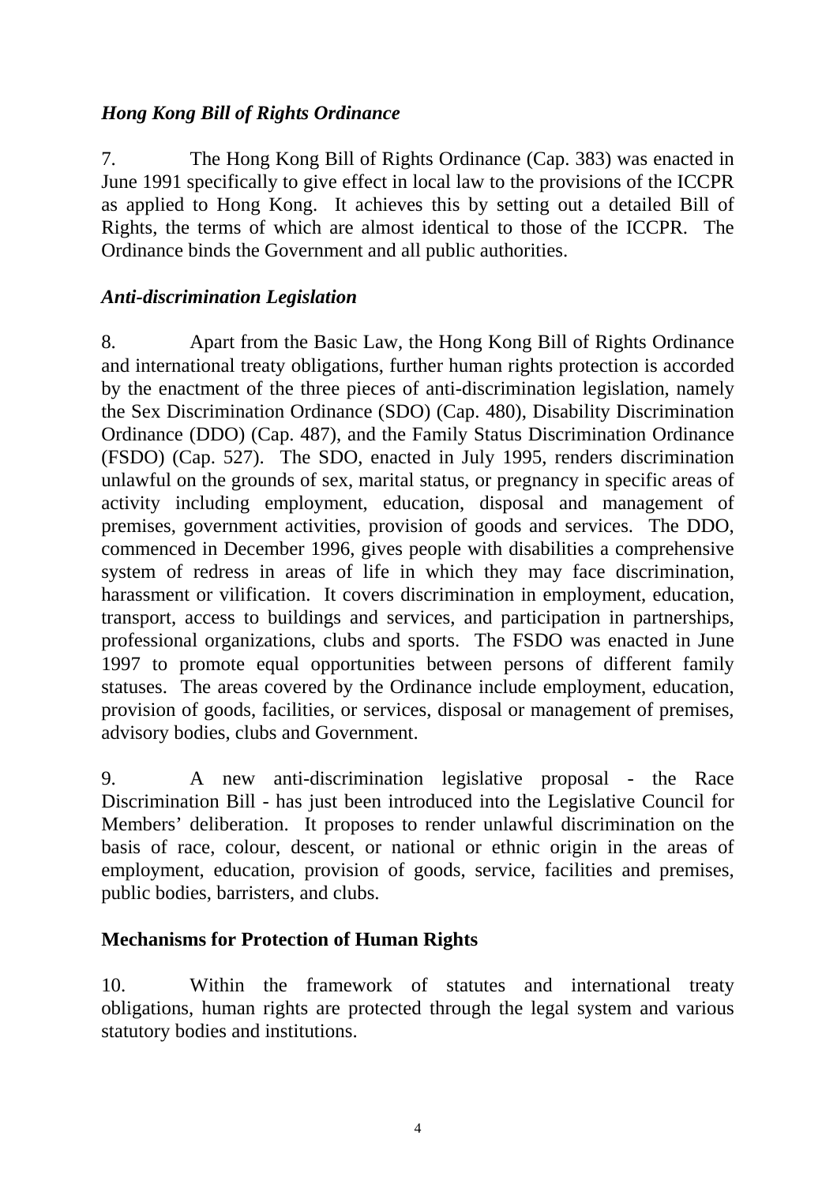### *Hong Kong Bill of Rights Ordinance*

7. The Hong Kong Bill of Rights Ordinance (Cap. 383) was enacted in June 1991 specifically to give effect in local law to the provisions of the ICCPR as applied to Hong Kong. It achieves this by setting out a detailed Bill of Rights, the terms of which are almost identical to those of the ICCPR. The Ordinance binds the Government and all public authorities.

### *Anti-discrimination Legislation*

8. Apart from the Basic Law, the Hong Kong Bill of Rights Ordinance and international treaty obligations, further human rights protection is accorded by the enactment of the three pieces of anti-discrimination legislation, namely the Sex Discrimination Ordinance (SDO) (Cap. 480), Disability Discrimination Ordinance (DDO) (Cap. 487), and the Family Status Discrimination Ordinance (FSDO) (Cap. 527). The SDO, enacted in July 1995, renders discrimination unlawful on the grounds of sex, marital status, or pregnancy in specific areas of activity including employment, education, disposal and management of premises, government activities, provision of goods and services. The DDO, commenced in December 1996, gives people with disabilities a comprehensive system of redress in areas of life in which they may face discrimination, harassment or vilification. It covers discrimination in employment, education, transport, access to buildings and services, and participation in partnerships, professional organizations, clubs and sports. The FSDO was enacted in June 1997 to promote equal opportunities between persons of different family statuses. The areas covered by the Ordinance include employment, education, provision of goods, facilities, or services, disposal or management of premises, advisory bodies, clubs and Government.

9. A new anti-discrimination legislative proposal - the Race Discrimination Bill - has just been introduced into the Legislative Council for Members' deliberation. It proposes to render unlawful discrimination on the basis of race, colour, descent, or national or ethnic origin in the areas of employment, education, provision of goods, service, facilities and premises, public bodies, barristers, and clubs.

## Mechanisms for Protection of Human Rights

10. Within the framework of statutes and international treaty obligations, human rights are protected through the legal system and various statutory bodies and institutions.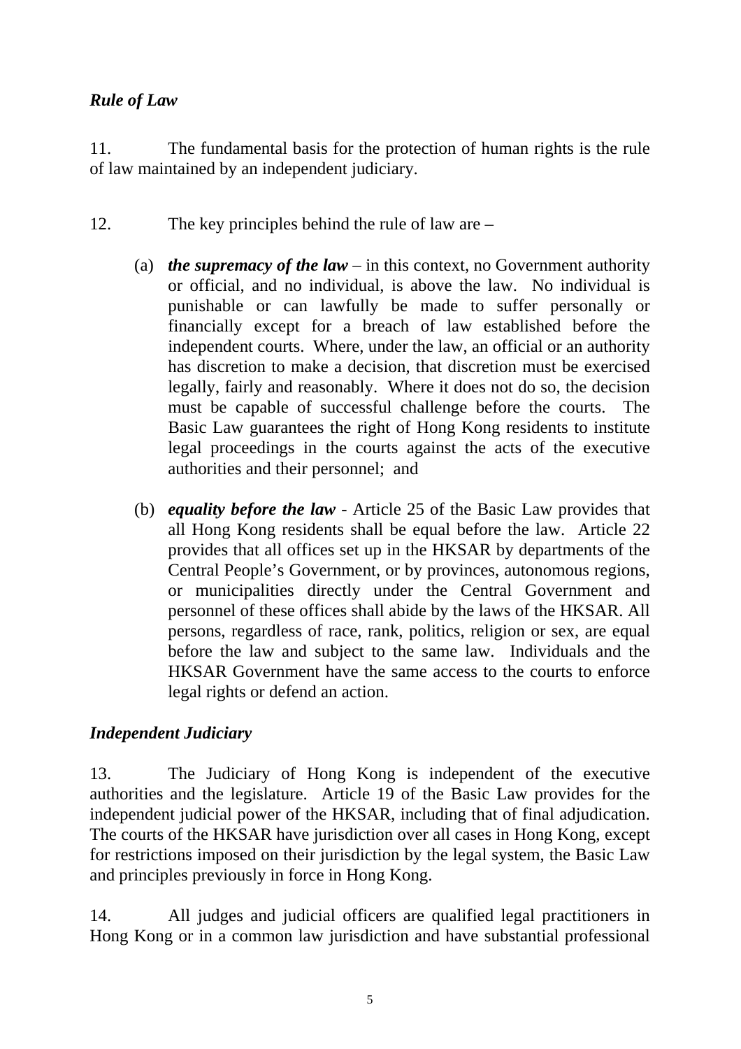*Rule of Law*

11. The fundamental basis for the protection of human rights is the rule of law maintained by an independent judiciary.

12. The key principles behind the rule of law are –

(a) ***the supremacy of the law*** – in this context, no Government authority or official, and no individual, is above the law. No individual is punishable or can lawfully be made to suffer personally or financially except for a breach of law established before the independent courts. Where, under the law, an official or an authority has discretion to make a decision, that discretion must be exercised legally, fairly and reasonably. Where it does not do so, the decision must be capable of successful challenge before the courts. The Basic Law guarantees the right of Hong Kong residents to institute legal proceedings in the courts against the acts of the executive authorities and their personnel; and

(b) ***equality before the law*** - Article 25 of the Basic Law provides that all Hong Kong residents shall be equal before the law. Article 22 provides that all offices set up in the HKSAR by departments of the Central People's Government, or by provinces, autonomous regions, or municipalities directly under the Central Government and personnel of these offices shall abide by the laws of the HKSAR. All persons, regardless of race, rank, politics, religion or sex, are equal before the law and subject to the same law. Individuals and the HKSAR Government have the same access to the courts to enforce legal rights or defend an action.

*Independent Judiciary*

13. The Judiciary of Hong Kong is independent of the executive authorities and the legislature. Article 19 of the Basic Law provides for the independent judicial power of the HKSAR, including that of final adjudication. The courts of the HKSAR have jurisdiction over all cases in Hong Kong, except for restrictions imposed on their jurisdiction by the legal system, the Basic Law and principles previously in force in Hong Kong.

14. All judges and judicial officers are qualified legal practitioners in Hong Kong or in a common law jurisdiction and have substantial professional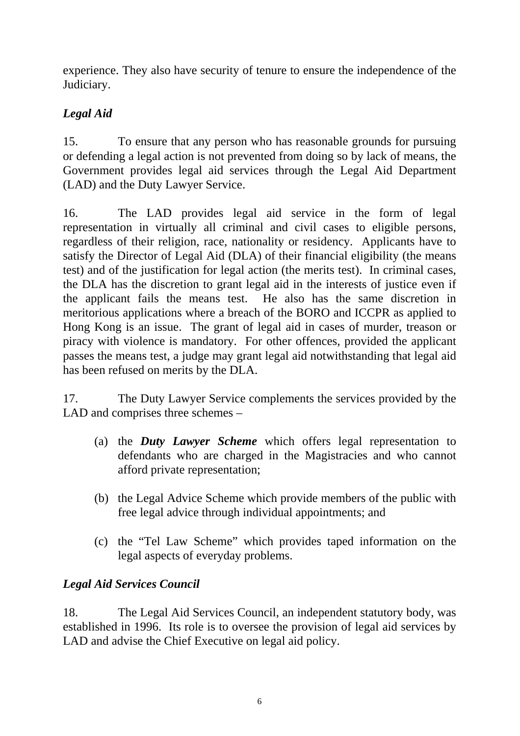experience. They also have security of tenure to ensure the independence of the Judiciary.

*Legal Aid*

15. To ensure that any person who has reasonable grounds for pursuing or defending a legal action is not prevented from doing so by lack of means, the Government provides legal aid services through the Legal Aid Department (LAD) and the Duty Lawyer Service.

16. The LAD provides legal aid service in the form of legal representation in virtually all criminal and civil cases to eligible persons, regardless of their religion, race, nationality or residency. Applicants have to satisfy the Director of Legal Aid (DLA) of their financial eligibility (the means test) and of the justification for legal action (the merits test). In criminal cases, the DLA has the discretion to grant legal aid in the interests of justice even if the applicant fails the means test. He also has the same discretion in meritorious applications where a breach of the BORO and ICCPR as applied to Hong Kong is an issue. The grant of legal aid in cases of murder, treason or piracy with violence is mandatory. For other offences, provided the applicant passes the means test, a judge may grant legal aid notwithstanding that legal aid has been refused on merits by the DLA.

17. The Duty Lawyer Service complements the services provided by the LAD and comprises three schemes –

(a) the ***Duty Lawyer Scheme*** which offers legal representation to defendants who are charged in the Magistracies and who cannot afford private representation;

(b) the Legal Advice Scheme which provide members of the public with free legal advice through individual appointments; and

(c) the "Tel Law Scheme" which provides taped information on the legal aspects of everyday problems.

*Legal Aid Services Council*

18. The Legal Aid Services Council, an independent statutory body, was established in 1996. Its role is to oversee the provision of legal aid services by LAD and advise the Chief Executive on legal aid policy.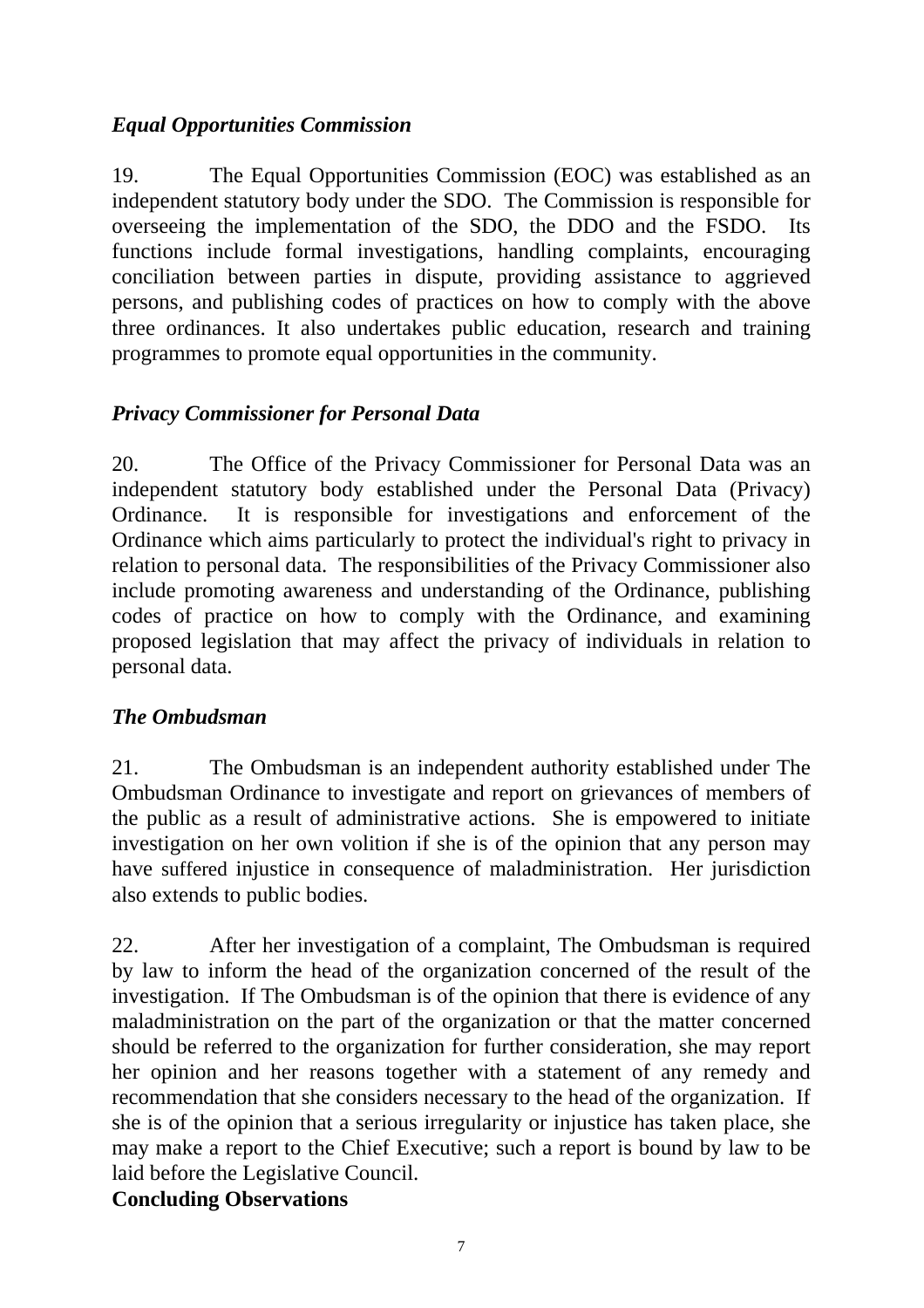### *Equal Opportunities Commission*

19. The Equal Opportunities Commission (EOC) was established as an independent statutory body under the SDO. The Commission is responsible for overseeing the implementation of the SDO, the DDO and the FSDO. Its functions include formal investigations, handling complaints, encouraging conciliation between parties in dispute, providing assistance to aggrieved persons, and publishing codes of practices on how to comply with the above three ordinances. It also undertakes public education, research and training programmes to promote equal opportunities in the community.

### *Privacy Commissioner for Personal Data*

20. The Office of the Privacy Commissioner for Personal Data was an independent statutory body established under the Personal Data (Privacy) Ordinance. It is responsible for investigations and enforcement of the Ordinance which aims particularly to protect the individual's right to privacy in relation to personal data. The responsibilities of the Privacy Commissioner also include promoting awareness and understanding of the Ordinance, publishing codes of practice on how to comply with the Ordinance, and examining proposed legislation that may affect the privacy of individuals in relation to personal data.

### *The Ombudsman*

21. The Ombudsman is an independent authority established under The Ombudsman Ordinance to investigate and report on grievances of members of the public as a result of administrative actions. She is empowered to initiate investigation on her own volition if she is of the opinion that any person may have suffered injustice in consequence of maladministration. Her jurisdiction also extends to public bodies.

22. After her investigation of a complaint, The Ombudsman is required by law to inform the head of the organization concerned of the result of the investigation. If The Ombudsman is of the opinion that there is evidence of any maladministration on the part of the organization or that the matter concerned should be referred to the organization for further consideration, she may report her opinion and her reasons together with a statement of any remedy and recommendation that she considers necessary to the head of the organization. If she is of the opinion that a serious irregularity or injustice has taken place, she may make a report to the Chief Executive; such a report is bound by law to be laid before the Legislative Council.

## Concluding Observations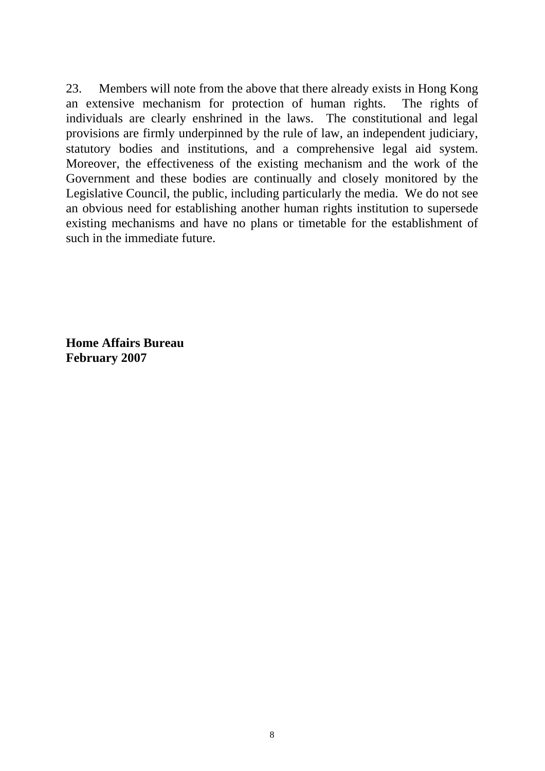23. Members will note from the above that there already exists in Hong Kong an extensive mechanism for protection of human rights. The rights of individuals are clearly enshrined in the laws. The constitutional and legal provisions are firmly underpinned by the rule of law, an independent judiciary, statutory bodies and institutions, and a comprehensive legal aid system. Moreover, the effectiveness of the existing mechanism and the work of the Government and these bodies are continually and closely monitored by the Legislative Council, the public, including particularly the media. We do not see an obvious need for establishing another human rights institution to supersede existing mechanisms and have no plans or timetable for the establishment of such in the immediate future.

**Home Affairs Bureau**
**February 2007**